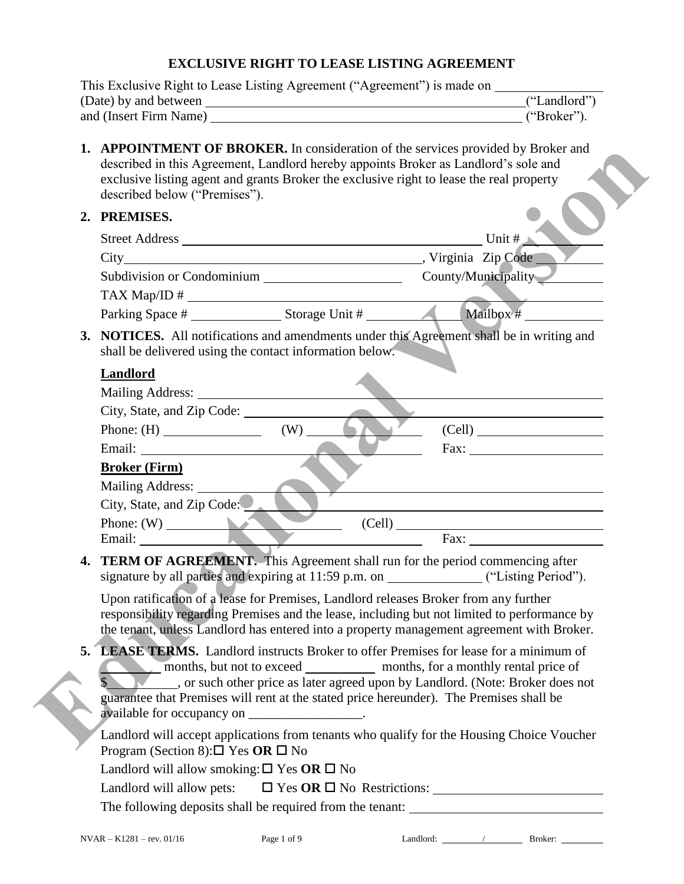# EXCLUSIVE RIGHT TO LEASE LISTING AGREEMENT

This Exclusive Right to Lease Listing Agreement ("Agreement") is made on ________________ (Date) by and between ________________________________________________("Landlord") and (Insert Firm Name) ______________________________________________ ("Broker").

1. **APPOINTMENT OF BROKER.** In consideration of the services provided by Broker and described in this Agreement, Landlord hereby appoints Broker as Landlord's sole and exclusive listing agent and grants Broker the exclusive right to lease the real property described below ("Premises").

2. **PREMISES.**

   Street Address ______________________________________________ Unit # __________

   City_____________________________________________, Virginia Zip Code __________

   Subdivision or Condominium ____________________ County/Municipality __________

   TAX Map/ID # ________________________________________________________________

   Parking Space # _____________ Storage Unit # _____________ Mailbox # ___________

3. **NOTICES.** All notifications and amendments under this Agreement shall be in writing and shall be delivered using the contact information below.

   **Landlord**

   Mailing Address: ____________________________________________________________

   City, State, and Zip Code: _____________________________________________________

   Phone: (H) _______________ (W) _________________ (Cell) ____________________

   Email: ________________________________________ Fax: _____________________

   **Broker (Firm)**

   Mailing Address: ____________________________________________________________

   City, State, and Zip Code: _____________________________________________________

   Phone: (W) _________________________ (Cell) ______________________________

   Email: ________________________________________ Fax: _____________________

4. **TERM OF AGREEMENT.** This Agreement shall run for the period commencing after signature by all parties and expiring at 11:59 p.m. on ______________ ("Listing Period").

   Upon ratification of a lease for Premises, Landlord releases Broker from any further responsibility regarding Premises and the lease, including but not limited to performance by the tenant, unless Landlord has entered into a property management agreement with Broker.

5. **LEASE TERMS.** Landlord instructs Broker to offer Premises for lease for a minimum of ________ months, but not to exceed __________ months, for a monthly rental price of $__________, or such other price as later agreed upon by Landlord. (Note: Broker does not guarantee that Premises will rent at the stated price hereunder). The Premises shall be available for occupancy on _________________.

   Landlord will accept applications from tenants who qualify for the Housing Choice Voucher Program (Section 8): ☐ Yes **OR** ☐ No

   Landlord will allow smoking: ☐ Yes **OR** ☐ No

   Landlord will allow pets: ☐ Yes **OR** ☐ No Restrictions: __________________________

   The following deposits shall be required from the tenant: ______________________________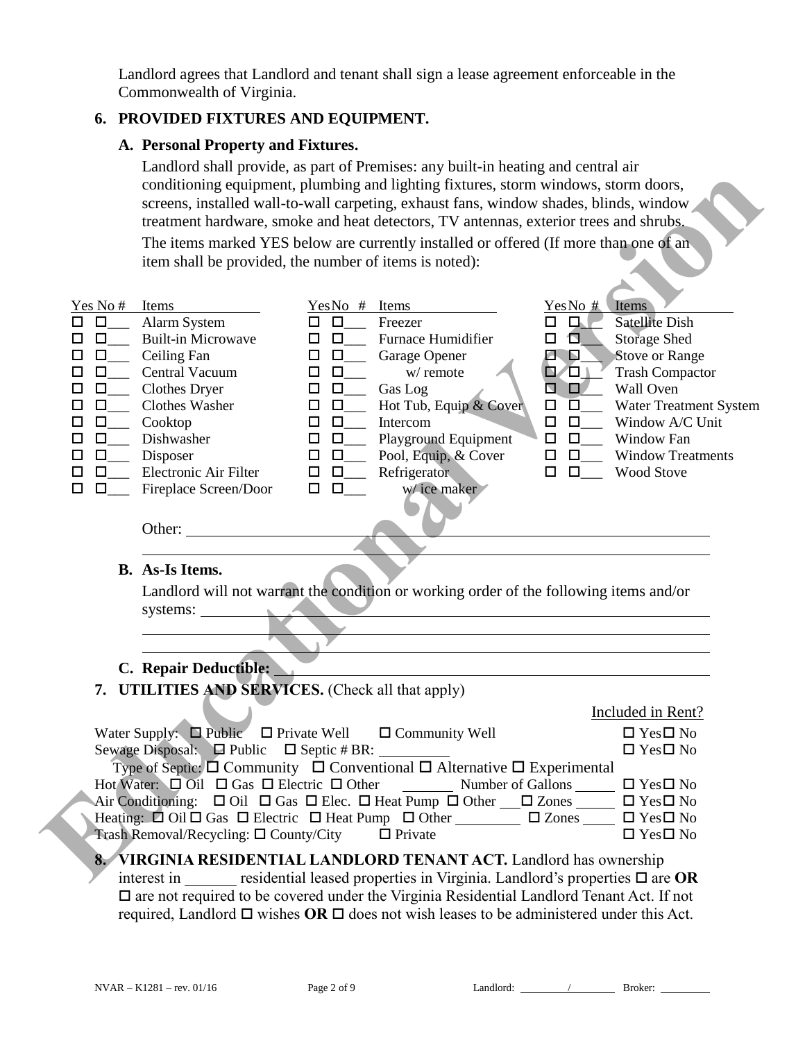Landlord agrees that Landlord and tenant shall sign a lease agreement enforceable in the Commonwealth of Virginia.

## 6. PROVIDED FIXTURES AND EQUIPMENT.

### A. Personal Property and Fixtures.

Landlord shall provide, as part of Premises: any built-in heating and central air conditioning equipment, plumbing and lighting fixtures, storm windows, storm doors, screens, installed wall-to-wall carpeting, exhaust fans, window shades, blinds, window treatment hardware, smoke and heat detectors, TV antennas, exterior trees and shrubs.

The items marked YES below are currently installed or offered (If more than one of an item shall be provided, the number of items is noted):

| Yes | No | # | Items | Yes | No | # | Items | Yes | No | # | Items |
|---|---|---|---|---|---|---|---|---|---|---|---|
| ☐ | ☐ | ___ | Alarm System | ☐ | ☐ | ___ | Freezer | ☐ | ☐ | ___ | Satellite Dish |
| ☐ | ☐ | ___ | Built-in Microwave | ☐ | ☐ | ___ | Furnace Humidifier | ☐ | ☐ | ___ | Storage Shed |
| ☐ | ☐ | ___ | Ceiling Fan | ☐ | ☐ | ___ | Garage Opener | ☐ | ☐ | ___ | Stove or Range |
| ☐ | ☐ | ___ | Central Vacuum | ☐ | ☐ | ___ | w/ remote | ☐ | ☐ | ___ | Trash Compactor |
| ☐ | ☐ | ___ | Clothes Dryer | ☐ | ☐ | ___ | Gas Log | ☐ | ☐ | ___ | Wall Oven |
| ☐ | ☐ | ___ | Clothes Washer | ☐ | ☐ | ___ | Hot Tub, Equip & Cover | ☐ | ☐ | ___ | Water Treatment System |
| ☐ | ☐ | ___ | Cooktop | ☐ | ☐ | ___ | Intercom | ☐ | ☐ | ___ | Window A/C Unit |
| ☐ | ☐ | ___ | Dishwasher | ☐ | ☐ | ___ | Playground Equipment | ☐ | ☐ | ___ | Window Fan |
| ☐ | ☐ | ___ | Disposer | ☐ | ☐ | ___ | Pool, Equip, & Cover | ☐ | ☐ | ___ | Window Treatments |
| ☐ | ☐ | ___ | Electronic Air Filter | ☐ | ☐ | ___ | Refrigerator | ☐ | ☐ | ___ | Wood Stove |
| ☐ | ☐ | ___ | Fireplace Screen/Door | ☐ | ☐ | ___ | w/ ice maker | | | | |

Other: ______________________________________________________________

______________________________________________________________

### B. As-Is Items.

Landlord will not warrant the condition or working order of the following items and/or systems: ______________________________________________________________

______________________________________________________________

______________________________________________________________

### C. Repair Deductible: ______________________________________________________________

## 7. UTILITIES AND SERVICES. (Check all that apply)

| | Included in Rent? |
|---|---|
| Water Supply: ☐ Public ☐ Private Well ☐ Community Well | ☐ Yes ☐ No |
| Sewage Disposal: ☐ Public ☐ Septic # BR: _________ | ☐ Yes ☐ No |
| Type of Septic: ☐ Community ☐ Conventional ☐ Alternative ☐ Experimental | |
| Hot Water: ☐ Oil ☐ Gas ☐ Electric ☐ Other _______ Number of Gallons _____ | ☐ Yes ☐ No |
| Air Conditioning: ☐ Oil ☐ Gas ☐ Elec. ☐ Heat Pump ☐ Other ___ ☐ Zones _____ | ☐ Yes ☐ No |
| Heating: ☐ Oil ☐ Gas ☐ Electric ☐ Heat Pump ☐ Other _________ ☐ Zones _____ | ☐ Yes ☐ No |
| Trash Removal/Recycling: ☐ County/City ☐ Private | ☐ Yes ☐ No |

## 8. VIRGINIA RESIDENTIAL LANDLORD TENANT ACT.

Landlord has ownership interest in _______ residential leased properties in Virginia. Landlord's properties ☐ are **OR** ☐ are not required to be covered under the Virginia Residential Landlord Tenant Act. If not required, Landlord ☐ wishes **OR** ☐ does not wish leases to be administered under this Act.

NVAR – K1281 – rev. 01/16 Landlord: _________/_________ Broker: _________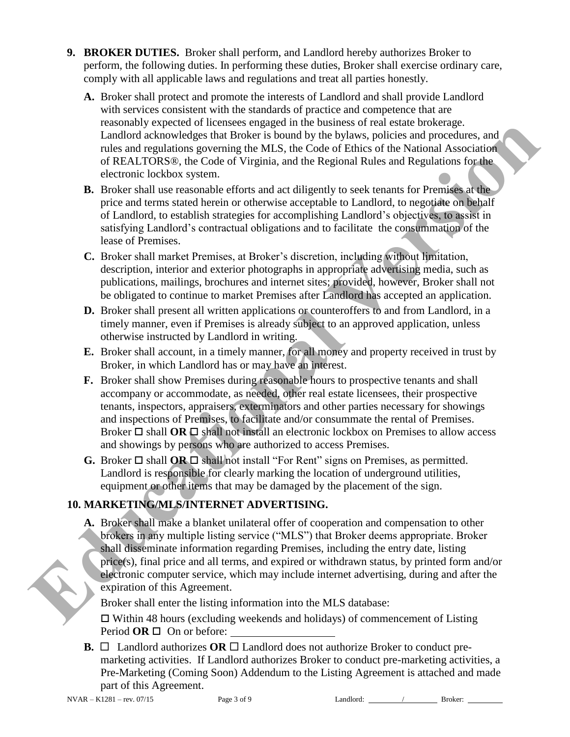**9. BROKER DUTIES.** Broker shall perform, and Landlord hereby authorizes Broker to perform, the following duties. In performing these duties, Broker shall exercise ordinary care, comply with all applicable laws and regulations and treat all parties honestly.

**A.** Broker shall protect and promote the interests of Landlord and shall provide Landlord with services consistent with the standards of practice and competence that are reasonably expected of licensees engaged in the business of real estate brokerage. Landlord acknowledges that Broker is bound by the bylaws, policies and procedures, and rules and regulations governing the MLS, the Code of Ethics of the National Association of REALTORS®, the Code of Virginia, and the Regional Rules and Regulations for the electronic lockbox system.

**B.** Broker shall use reasonable efforts and act diligently to seek tenants for Premises at the price and terms stated herein or otherwise acceptable to Landlord, to negotiate on behalf of Landlord, to establish strategies for accomplishing Landlord's objectives, to assist in satisfying Landlord's contractual obligations and to facilitate the consummation of the lease of Premises.

**C.** Broker shall market Premises, at Broker's discretion, including without limitation, description, interior and exterior photographs in appropriate advertising media, such as publications, mailings, brochures and internet sites; provided, however, Broker shall not be obligated to continue to market Premises after Landlord has accepted an application.

**D.** Broker shall present all written applications or counteroffers to and from Landlord, in a timely manner, even if Premises is already subject to an approved application, unless otherwise instructed by Landlord in writing.

**E.** Broker shall account, in a timely manner, for all money and property received in trust by Broker, in which Landlord has or may have an interest.

**F.** Broker shall show Premises during reasonable hours to prospective tenants and shall accompany or accommodate, as needed, other real estate licensees, their prospective tenants, inspectors, appraisers, exterminators and other parties necessary for showings and inspections of Premises, to facilitate and/or consummate the rental of Premises. Broker ☐ shall **OR** ☐ shall not install an electronic lockbox on Premises to allow access and showings by persons who are authorized to access Premises.

**G.** Broker ☐ shall **OR** ☐ shall not install "For Rent" signs on Premises, as permitted. Landlord is responsible for clearly marking the location of underground utilities, equipment or other items that may be damaged by the placement of the sign.

**10. MARKETING/MLS/INTERNET ADVERTISING.**

**A.** Broker shall make a blanket unilateral offer of cooperation and compensation to other brokers in any multiple listing service ("MLS") that Broker deems appropriate. Broker shall disseminate information regarding Premises, including the entry date, listing price(s), final price and all terms, and expired or withdrawn status, by printed form and/or electronic computer service, which may include internet advertising, during and after the expiration of this Agreement.

Broker shall enter the listing information into the MLS database:

☐ Within 48 hours (excluding weekends and holidays) of commencement of Listing Period **OR** ☐ On or before: ____________________

**B.** ☐ Landlord authorizes **OR** ☐ Landlord does not authorize Broker to conduct pre-marketing activities. If Landlord authorizes Broker to conduct pre-marketing activities, a Pre-Marketing (Coming Soon) Addendum to the Listing Agreement is attached and made part of this Agreement.

NVAR – K1281 – rev. 07/15 Landlord: ________ / ________ Broker: ________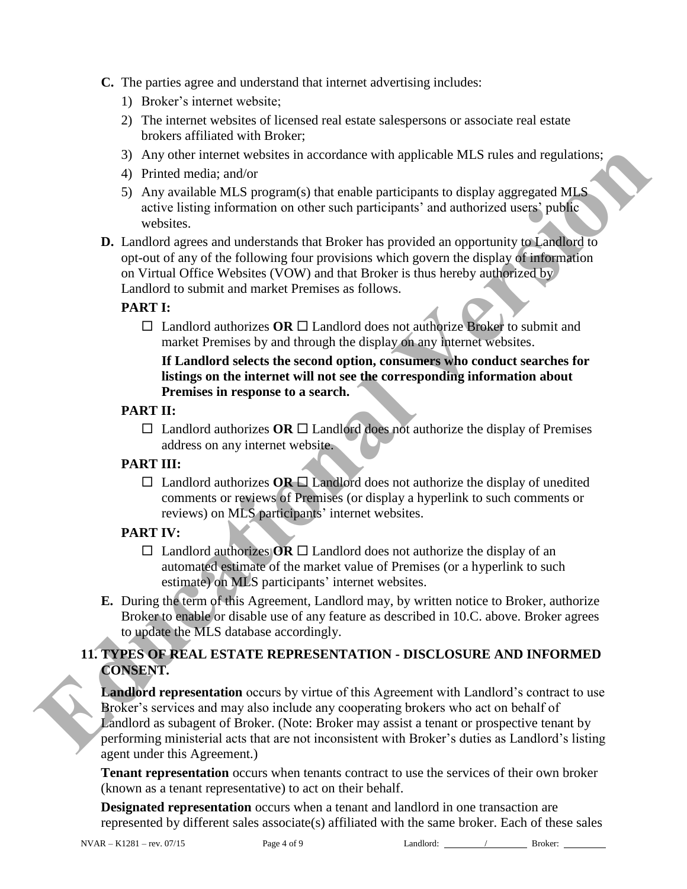**C.** The parties agree and understand that internet advertising includes:

1) Broker's internet website;
2) The internet websites of licensed real estate salespersons or associate real estate brokers affiliated with Broker;
3) Any other internet websites in accordance with applicable MLS rules and regulations;
4) Printed media; and/or
5) Any available MLS program(s) that enable participants to display aggregated MLS active listing information on other such participants' and authorized users' public websites.

**D.** Landlord agrees and understands that Broker has provided an opportunity to Landlord to opt-out of any of the following four provisions which govern the display of information on Virtual Office Websites (VOW) and that Broker is thus hereby authorized by Landlord to submit and market Premises as follows.

**PART I:**

☐ Landlord authorizes **OR** ☐ Landlord does not authorize Broker to submit and market Premises by and through the display on any internet websites.

**If Landlord selects the second option, consumers who conduct searches for listings on the internet will not see the corresponding information about Premises in response to a search.**

**PART II:**

☐ Landlord authorizes **OR** ☐ Landlord does not authorize the display of Premises address on any internet website.

**PART III:**

☐ Landlord authorizes **OR** ☐ Landlord does not authorize the display of unedited comments or reviews of Premises (or display a hyperlink to such comments or reviews) on MLS participants' internet websites.

**PART IV:**

☐ Landlord authorizes **OR** ☐ Landlord does not authorize the display of an automated estimate of the market value of Premises (or a hyperlink to such estimate) on MLS participants' internet websites.

**E.** During the term of this Agreement, Landlord may, by written notice to Broker, authorize Broker to enable or disable use of any feature as described in 10.C. above. Broker agrees to update the MLS database accordingly.

## 11. TYPES OF REAL ESTATE REPRESENTATION - DISCLOSURE AND INFORMED CONSENT.

**Landlord representation** occurs by virtue of this Agreement with Landlord's contract to use Broker's services and may also include any cooperating brokers who act on behalf of Landlord as subagent of Broker. (Note: Broker may assist a tenant or prospective tenant by performing ministerial acts that are not inconsistent with Broker's duties as Landlord's listing agent under this Agreement.)

**Tenant representation** occurs when tenants contract to use the services of their own broker (known as a tenant representative) to act on their behalf.

**Designated representation** occurs when a tenant and landlord in one transaction are represented by different sales associate(s) affiliated with the same broker. Each of these sales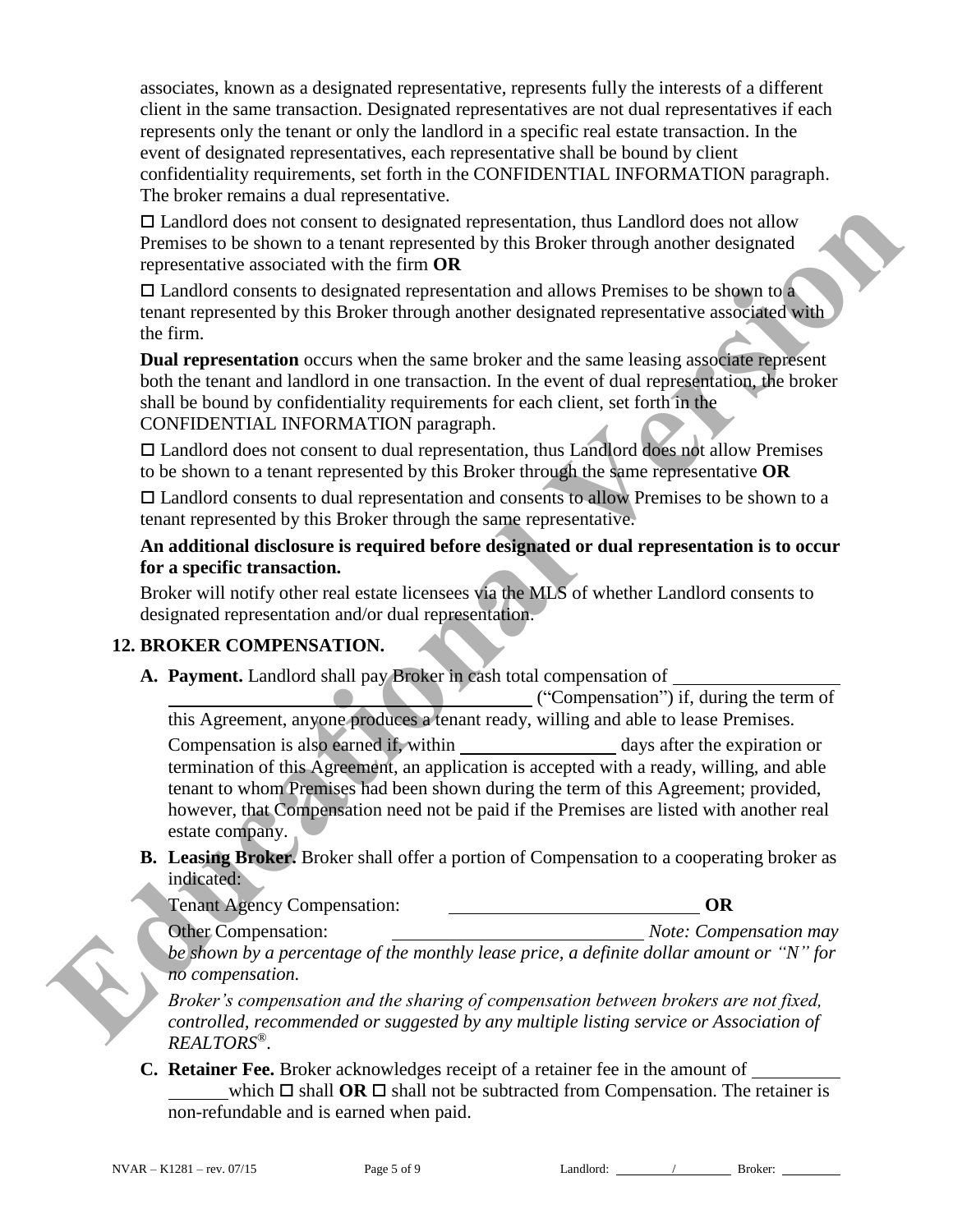associates, known as a designated representative, represents fully the interests of a different client in the same transaction. Designated representatives are not dual representatives if each represents only the tenant or only the landlord in a specific real estate transaction. In the event of designated representatives, each representative shall be bound by client confidentiality requirements, set forth in the CONFIDENTIAL INFORMATION paragraph. The broker remains a dual representative.

☐ Landlord does not consent to designated representation, thus Landlord does not allow Premises to be shown to a tenant represented by this Broker through another designated representative associated with the firm **OR**

☐ Landlord consents to designated representation and allows Premises to be shown to a tenant represented by this Broker through another designated representative associated with the firm.

**Dual representation** occurs when the same broker and the same leasing associate represent both the tenant and landlord in one transaction. In the event of dual representation, the broker shall be bound by confidentiality requirements for each client, set forth in the CONFIDENTIAL INFORMATION paragraph.

☐ Landlord does not consent to dual representation, thus Landlord does not allow Premises to be shown to a tenant represented by this Broker through the same representative **OR**

☐ Landlord consents to dual representation and consents to allow Premises to be shown to a tenant represented by this Broker through the same representative.

**An additional disclosure is required before designated or dual representation is to occur for a specific transaction.**

Broker will notify other real estate licensees via the MLS of whether Landlord consents to designated representation and/or dual representation.

## 12. BROKER COMPENSATION.

**A. Payment.** Landlord shall pay Broker in cash total compensation of ______________ ______________________________ ("Compensation") if, during the term of this Agreement, anyone produces a tenant ready, willing and able to lease Premises. Compensation is also earned if, within ____________ days after the expiration or termination of this Agreement, an application is accepted with a ready, willing, and able tenant to whom Premises had been shown during the term of this Agreement; provided, however, that Compensation need not be paid if the Premises are listed with another real estate company.

**B. Leasing Broker.** Broker shall offer a portion of Compensation to a cooperating broker as indicated:

Tenant Agency Compensation: ______________________ **OR**

Other Compensation: ______________________ *Note: Compensation may be shown by a percentage of the monthly lease price, a definite dollar amount or "N" for no compensation.*

*Broker's compensation and the sharing of compensation between brokers are not fixed, controlled, recommended or suggested by any multiple listing service or Association of REALTORS®.*

**C. Retainer Fee.** Broker acknowledges receipt of a retainer fee in the amount of ________ ______ which ☐ shall **OR** ☐ shall not be subtracted from Compensation. The retainer is non-refundable and is earned when paid.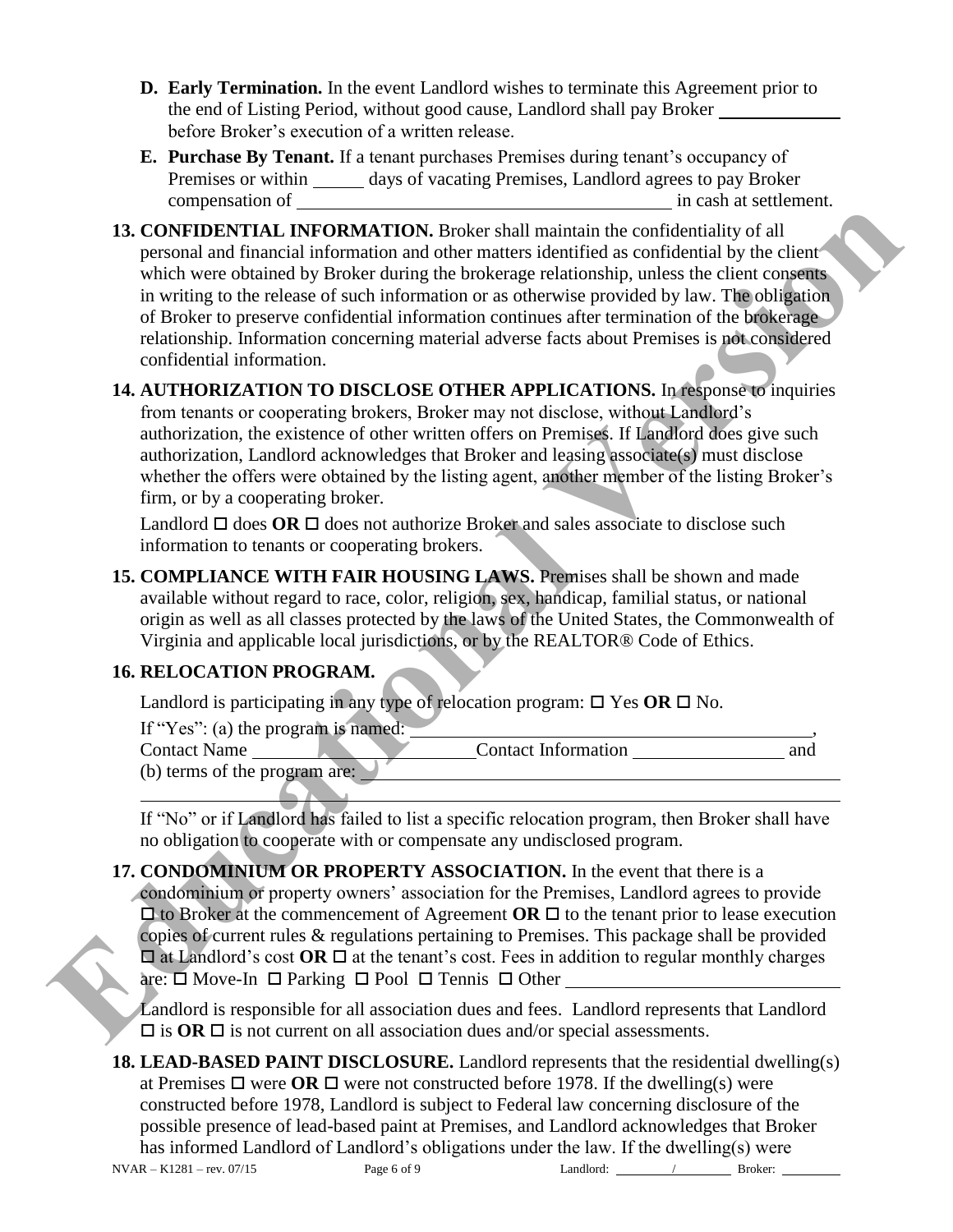**D. Early Termination.** In the event Landlord wishes to terminate this Agreement prior to the end of Listing Period, without good cause, Landlord shall pay Broker ____________ before Broker's execution of a written release.

**E. Purchase By Tenant.** If a tenant purchases Premises during tenant's occupancy of Premises or within _____ days of vacating Premises, Landlord agrees to pay Broker compensation of ________________________________________ in cash at settlement.

**13. CONFIDENTIAL INFORMATION.** Broker shall maintain the confidentiality of all personal and financial information and other matters identified as confidential by the client which were obtained by Broker during the brokerage relationship, unless the client consents in writing to the release of such information or as otherwise provided by law. The obligation of Broker to preserve confidential information continues after termination of the brokerage relationship. Information concerning material adverse facts about Premises is not considered confidential information.

**14. AUTHORIZATION TO DISCLOSE OTHER APPLICATIONS.** In response to inquiries from tenants or cooperating brokers, Broker may not disclose, without Landlord's authorization, the existence of other written offers on Premises. If Landlord does give such authorization, Landlord acknowledges that Broker and leasing associate(s) must disclose whether the offers were obtained by the listing agent, another member of the listing Broker's firm, or by a cooperating broker.

Landlord ☐ does **OR** ☐ does not authorize Broker and sales associate to disclose such information to tenants or cooperating brokers.

**15. COMPLIANCE WITH FAIR HOUSING LAWS.** Premises shall be shown and made available without regard to race, color, religion, sex, handicap, familial status, or national origin as well as all classes protected by the laws of the United States, the Commonwealth of Virginia and applicable local jurisdictions, or by the REALTOR® Code of Ethics.

**16. RELOCATION PROGRAM.**

Landlord is participating in any type of relocation program: ☐ Yes **OR** ☐ No.

If "Yes": (a) the program is named: ________________________________________,
Contact Name ______________________ Contact Information ________________ and
(b) terms of the program are: ________________________________________________
_____________________________________________________________________________

If "No" or if Landlord has failed to list a specific relocation program, then Broker shall have no obligation to cooperate with or compensate any undisclosed program.

**17. CONDOMINIUM OR PROPERTY ASSOCIATION.** In the event that there is a condominium or property owners' association for the Premises, Landlord agrees to provide ☐ to Broker at the commencement of Agreement **OR** ☐ to the tenant prior to lease execution copies of current rules & regulations pertaining to Premises. This package shall be provided ☐ at Landlord's cost **OR** ☐ at the tenant's cost. Fees in addition to regular monthly charges are: ☐ Move-In ☐ Parking ☐ Pool ☐ Tennis ☐ Other ____________________________

Landlord is responsible for all association dues and fees. Landlord represents that Landlord ☐ is **OR** ☐ is not current on all association dues and/or special assessments.

**18. LEAD-BASED PAINT DISCLOSURE.** Landlord represents that the residential dwelling(s) at Premises ☐ were **OR** ☐ were not constructed before 1978. If the dwelling(s) were constructed before 1978, Landlord is subject to Federal law concerning disclosure of the possible presence of lead-based paint at Premises, and Landlord acknowledges that Broker has informed Landlord of Landlord's obligations under the law. If the dwelling(s) were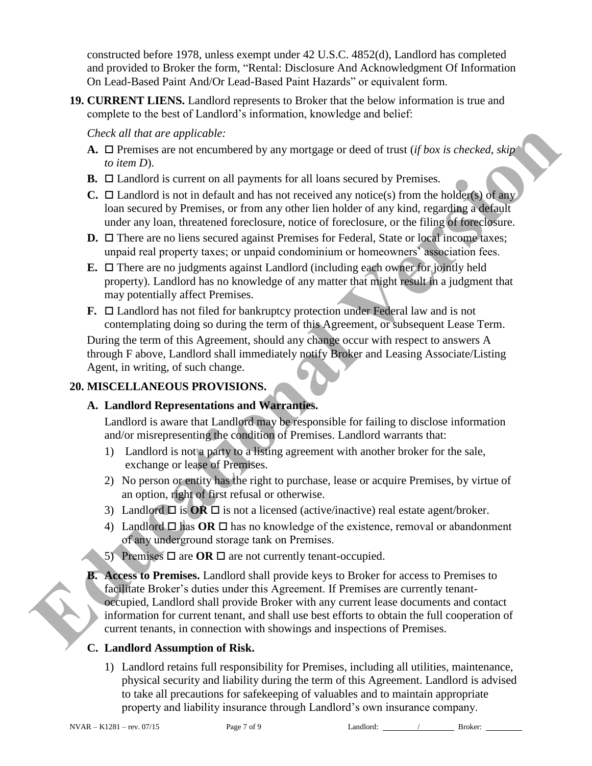constructed before 1978, unless exempt under 42 U.S.C. 4852(d), Landlord has completed and provided to Broker the form, "Rental: Disclosure And Acknowledgment Of Information On Lead-Based Paint And/Or Lead-Based Paint Hazards" or equivalent form.

**19. CURRENT LIENS.** Landlord represents to Broker that the below information is true and complete to the best of Landlord's information, knowledge and belief:

*Check all that are applicable:*

**A.** ☐ Premises are not encumbered by any mortgage or deed of trust (*if box is checked, skip to item D*).

**B.** ☐ Landlord is current on all payments for all loans secured by Premises.

**C.** ☐ Landlord is not in default and has not received any notice(s) from the holder(s) of any loan secured by Premises, or from any other lien holder of any kind, regarding a default under any loan, threatened foreclosure, notice of foreclosure, or the filing of foreclosure.

**D.** ☐ There are no liens secured against Premises for Federal, State or local income taxes; unpaid real property taxes; or unpaid condominium or homeowners' association fees.

**E.** ☐ There are no judgments against Landlord (including each owner for jointly held property). Landlord has no knowledge of any matter that might result in a judgment that may potentially affect Premises.

**F.** ☐ Landlord has not filed for bankruptcy protection under Federal law and is not contemplating doing so during the term of this Agreement, or subsequent Lease Term.

During the term of this Agreement, should any change occur with respect to answers A through F above, Landlord shall immediately notify Broker and Leasing Associate/Listing Agent, in writing, of such change.

**20. MISCELLANEOUS PROVISIONS.**

**A. Landlord Representations and Warranties.**

Landlord is aware that Landlord may be responsible for failing to disclose information and/or misrepresenting the condition of Premises. Landlord warrants that:

1) Landlord is not a party to a listing agreement with another broker for the sale, exchange or lease of Premises.
2) No person or entity has the right to purchase, lease or acquire Premises, by virtue of an option, right of first refusal or otherwise.
3) Landlord ☐ is **OR** ☐ is not a licensed (active/inactive) real estate agent/broker.
4) Landlord ☐ has **OR** ☐ has no knowledge of the existence, removal or abandonment of any underground storage tank on Premises.
5) Premises ☐ are **OR** ☐ are not currently tenant-occupied.

**B. Access to Premises.** Landlord shall provide keys to Broker for access to Premises to facilitate Broker's duties under this Agreement. If Premises are currently tenant-occupied, Landlord shall provide Broker with any current lease documents and contact information for current tenant, and shall use best efforts to obtain the full cooperation of current tenants, in connection with showings and inspections of Premises.

**C. Landlord Assumption of Risk.**

1) Landlord retains full responsibility for Premises, including all utilities, maintenance, physical security and liability during the term of this Agreement. Landlord is advised to take all precautions for safekeeping of valuables and to maintain appropriate property and liability insurance through Landlord's own insurance company.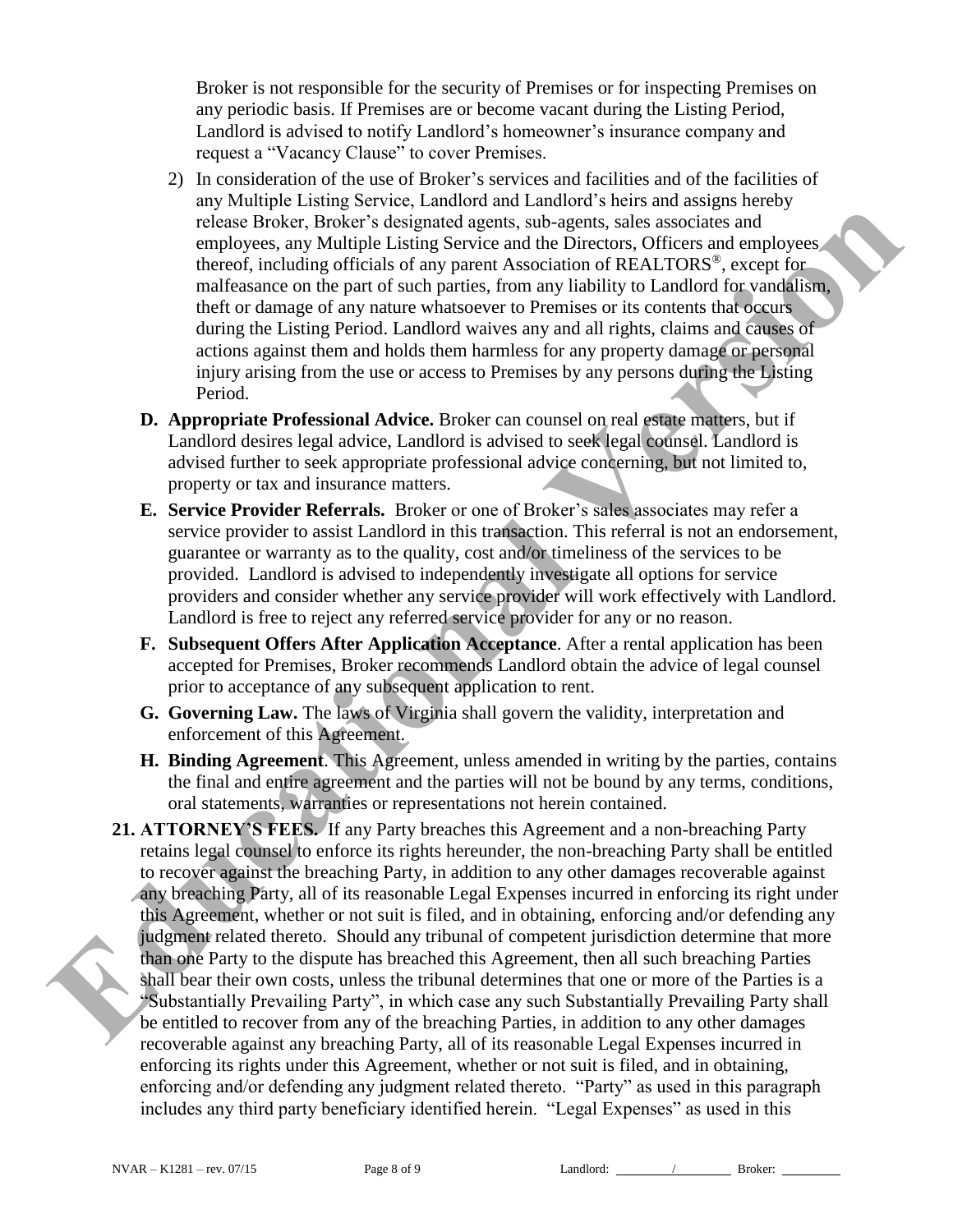Broker is not responsible for the security of Premises or for inspecting Premises on any periodic basis. If Premises are or become vacant during the Listing Period, Landlord is advised to notify Landlord's homeowner's insurance company and request a "Vacancy Clause" to cover Premises.

2) In consideration of the use of Broker's services and facilities and of the facilities of any Multiple Listing Service, Landlord and Landlord's heirs and assigns hereby release Broker, Broker's designated agents, sub-agents, sales associates and employees, any Multiple Listing Service and the Directors, Officers and employees thereof, including officials of any parent Association of REALTORS®, except for malfeasance on the part of such parties, from any liability to Landlord for vandalism, theft or damage of any nature whatsoever to Premises or its contents that occurs during the Listing Period. Landlord waives any and all rights, claims and causes of actions against them and holds them harmless for any property damage or personal injury arising from the use or access to Premises by any persons during the Listing Period.

**D. Appropriate Professional Advice.** Broker can counsel on real estate matters, but if Landlord desires legal advice, Landlord is advised to seek legal counsel. Landlord is advised further to seek appropriate professional advice concerning, but not limited to, property or tax and insurance matters.

**E. Service Provider Referrals.** Broker or one of Broker's sales associates may refer a service provider to assist Landlord in this transaction. This referral is not an endorsement, guarantee or warranty as to the quality, cost and/or timeliness of the services to be provided. Landlord is advised to independently investigate all options for service providers and consider whether any service provider will work effectively with Landlord. Landlord is free to reject any referred service provider for any or no reason.

**F. Subsequent Offers After Application Acceptance**. After a rental application has been accepted for Premises, Broker recommends Landlord obtain the advice of legal counsel prior to acceptance of any subsequent application to rent.

**G. Governing Law.** The laws of Virginia shall govern the validity, interpretation and enforcement of this Agreement.

**H. Binding Agreement**. This Agreement, unless amended in writing by the parties, contains the final and entire agreement and the parties will not be bound by any terms, conditions, oral statements, warranties or representations not herein contained.

**21. ATTORNEY'S FEES.** If any Party breaches this Agreement and a non-breaching Party retains legal counsel to enforce its rights hereunder, the non-breaching Party shall be entitled to recover against the breaching Party, in addition to any other damages recoverable against any breaching Party, all of its reasonable Legal Expenses incurred in enforcing its right under this Agreement, whether or not suit is filed, and in obtaining, enforcing and/or defending any judgment related thereto. Should any tribunal of competent jurisdiction determine that more than one Party to the dispute has breached this Agreement, then all such breaching Parties shall bear their own costs, unless the tribunal determines that one or more of the Parties is a "Substantially Prevailing Party", in which case any such Substantially Prevailing Party shall be entitled to recover from any of the breaching Parties, in addition to any other damages recoverable against any breaching Party, all of its reasonable Legal Expenses incurred in enforcing its rights under this Agreement, whether or not suit is filed, and in obtaining, enforcing and/or defending any judgment related thereto. "Party" as used in this paragraph includes any third party beneficiary identified herein. "Legal Expenses" as used in this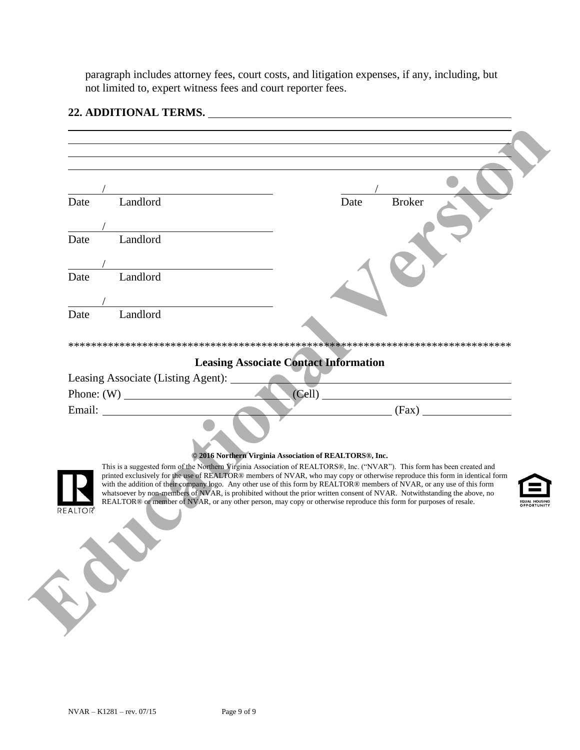paragraph includes attorney fees, court costs, and litigation expenses, if any, including, but not limited to, expert witness fees and court reporter fees.

**22. ADDITIONAL TERMS.** ______________________________________________

______________________________________________________________________

______________________________________________________________________

______________________________________________________________________

______________________________________________________________________

| | |
|---|---|
| ______/__________________________ | ______/__________________________ |
| Date Landlord | Date Broker |
| ______/__________________________ | |
| Date Landlord | |
| ______/__________________________ | |
| Date Landlord | |
| ______/__________________________ | |
| Date Landlord | |

********************************************************************************

**Leasing Associate Contact Information**

Leasing Associate (Listing Agent): ______________________________

Phone: (W) ______________________ (Cell) ______________________

Email: ______________________________________ (Fax) ______________

**© 2016 Northern Virginia Association of REALTORS®, Inc.**

This is a suggested form of the Northern Virginia Association of REALTORS®, Inc. ("NVAR"). This form has been created and printed exclusively for the use of REALTOR® members of NVAR, who may copy or otherwise reproduce this form in identical form with the addition of their company logo. Any other use of this form by REALTOR® members of NVAR, or any use of this form whatsoever by non-members of NVAR, is prohibited without the prior written consent of NVAR. Notwithstanding the above, no REALTOR® or member of NVAR, or any other person, may copy or otherwise reproduce this form for purposes of resale.

NVAR – K1281 – rev. 07/15